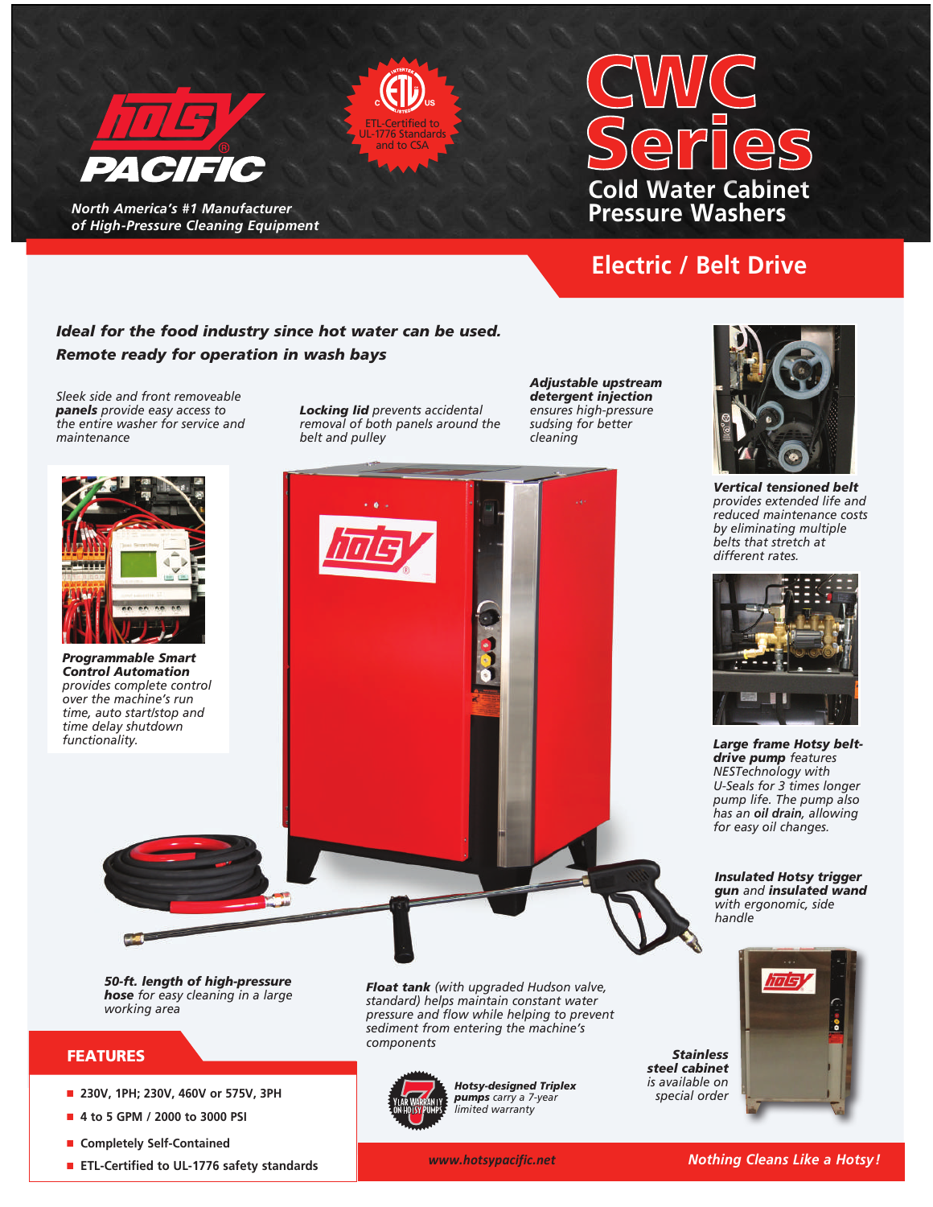# hotsy PACIFIC

*North America's #1 Manufacturer of High-Pressure Cleaning Equipment*

ETL-Certified to UL-1776 Standards and to CSA

# CWC Series

## Cold Water Cabinet Pressure Washers

## Electric / Belt Drive

***Ideal for the food industry since hot water can be used.***
***Remote ready for operation in wash bays***

*Sleek side and front removeable **panels** provide easy access to the entire washer for service and maintenance*

***Locking lid** prevents accidental removal of both panels around the belt and pulley*

***Adjustable upstream detergent injection** ensures high-pressure sudsing for better cleaning*

***Vertical tensioned belt** provides extended life and reduced maintenance costs by eliminating multiple belts that stretch at different rates.*

***Programmable Smart Control Automation** provides complete control over the machine's run time, auto start/stop and time delay shutdown functionality.*

***Large frame Hotsy belt-drive pump** features NESTechnology with U-Seals for 3 times longer pump life. The pump also has an **oil drain**, allowing for easy oil changes.*

***Insulated Hotsy trigger gun** and **insulated wand** with ergonomic, side handle*

***50-ft. length of high-pressure hose** for easy cleaning in a large working area*

***Float tank** (with upgraded Hudson valve, standard) helps maintain constant water pressure and flow while helping to prevent sediment from entering the machine's components*

***Stainless steel cabinet** is available on special order*

7 YEAR WARRANTY ON HOTSY PUMPS

***Hotsy-designed Triplex pumps** carry a 7-year limited warranty*

## FEATURES

- 230V, 1PH; 230V, 460V or 575V, 3PH
- 4 to 5 GPM / 2000 to 3000 PSI
- Completely Self-Contained
- ETL-Certified to UL-1776 safety standards

*www.hotsypacific.net*

***Nothing Cleans Like a Hotsy!***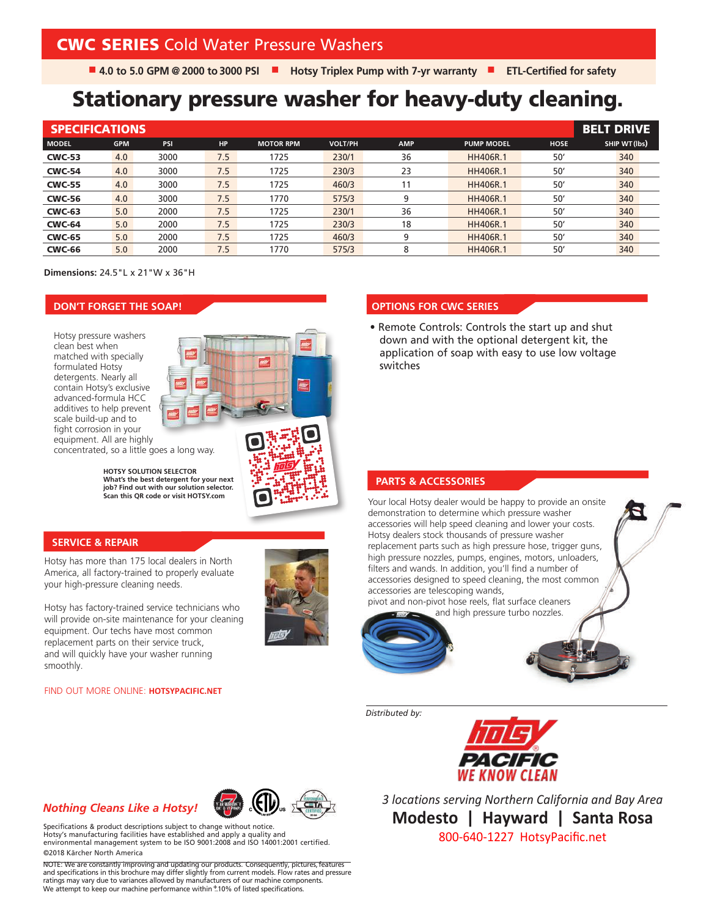## CWC SERIES Cold Water Pressure Washers

■ 4.0 to 5.0 GPM @ 2000 to 3000 PSI ■ Hotsy Triplex Pump with 7-yr warranty ■ ETL-Certified for safety

# Stationary pressure washer for heavy-duty cleaning.

### SPECIFICATIONS — BELT DRIVE

| MODEL | GPM | PSI | HP | MOTOR RPM | VOLT/PH | AMP | PUMP MODEL | HOSE | SHIP WT (lbs) |
|---|---|---|---|---|---|---|---|---|---|
| **CWC-53** | 4.0 | 3000 | 7.5 | 1725 | 230/1 | 36 | HH406R.1 | 50′ | 340 |
| **CWC-54** | 4.0 | 3000 | 7.5 | 1725 | 230/3 | 23 | HH406R.1 | 50′ | 340 |
| **CWC-55** | 4.0 | 3000 | 7.5 | 1725 | 460/3 | 11 | HH406R.1 | 50′ | 340 |
| **CWC-56** | 4.0 | 3000 | 7.5 | 1770 | 575/3 | 9 | HH406R.1 | 50′ | 340 |
| **CWC-63** | 5.0 | 2000 | 7.5 | 1725 | 230/1 | 36 | HH406R.1 | 50′ | 340 |
| **CWC-64** | 5.0 | 2000 | 7.5 | 1725 | 230/3 | 18 | HH406R.1 | 50′ | 340 |
| **CWC-65** | 5.0 | 2000 | 7.5 | 1725 | 460/3 | 9 | HH406R.1 | 50′ | 340 |
| **CWC-66** | 5.0 | 2000 | 7.5 | 1770 | 575/3 | 8 | HH406R.1 | 50′ | 340 |

**Dimensions:** 24.5"L x 21"W x 36"H

### DON'T FORGET THE SOAP!

Hotsy pressure washers clean best when matched with specially formulated Hotsy detergents. Nearly all contain Hotsy's exclusive advanced-formula HCC additives to help prevent scale build-up and to fight corrosion in your equipment. All are highly concentrated, so a little goes a long way.

**HOTSY SOLUTION SELECTOR**
**What's the best detergent for your next job? Find out with our solution selector. Scan this QR code or visit HOTSY.com**

### SERVICE & REPAIR

Hotsy has more than 175 local dealers in North America, all factory-trained to properly evaluate your high-pressure cleaning needs.

Hotsy has factory-trained service technicians who will provide on-site maintenance for your cleaning equipment. Our techs have most common replacement parts on their service truck, and will quickly have your washer running smoothly.

FIND OUT MORE ONLINE: **HOTSYPACIFIC.NET**

### OPTIONS FOR CWC SERIES

- Remote Controls: Controls the start up and shut down and with the optional detergent kit, the application of soap with easy to use low voltage switches

### PARTS & ACCESSORIES

Your local Hotsy dealer would be happy to provide an onsite demonstration to determine which pressure washer accessories will help speed cleaning and lower your costs. Hotsy dealers stock thousands of pressure washer replacement parts such as high pressure hose, trigger guns, high pressure nozzles, pumps, engines, motors, unloaders, filters and wands. In addition, you'll find a number of accessories designed to speed cleaning, the most common accessories are telescoping wands, pivot and non-pivot hose reels, flat surface cleaners and high pressure turbo nozzles.

*Distributed by:*

**Hotsy PACIFIC**
WE KNOW CLEAN

*3 locations serving Northern California and Bay Area*

**Modesto | Hayward | Santa Rosa**

800-640-1227 HotsyPacific.net

***Nothing Cleans Like a Hotsy!***

Specifications & product descriptions subject to change without notice.
Hotsy's manufacturing facilities have established and apply a quality and environmental management system to be ISO 9001:2008 and ISO 14001:2001 certified.
©2018 Kärcher North America

NOTE: We are constantly improving and updating our products. Consequently, pictures, features and specifications in this brochure may differ slightly from current models. Flow rates and pressure ratings may vary due to variances allowed by manufacturers of our machine components.
We attempt to keep our machine performance within ±10% of listed specifications.